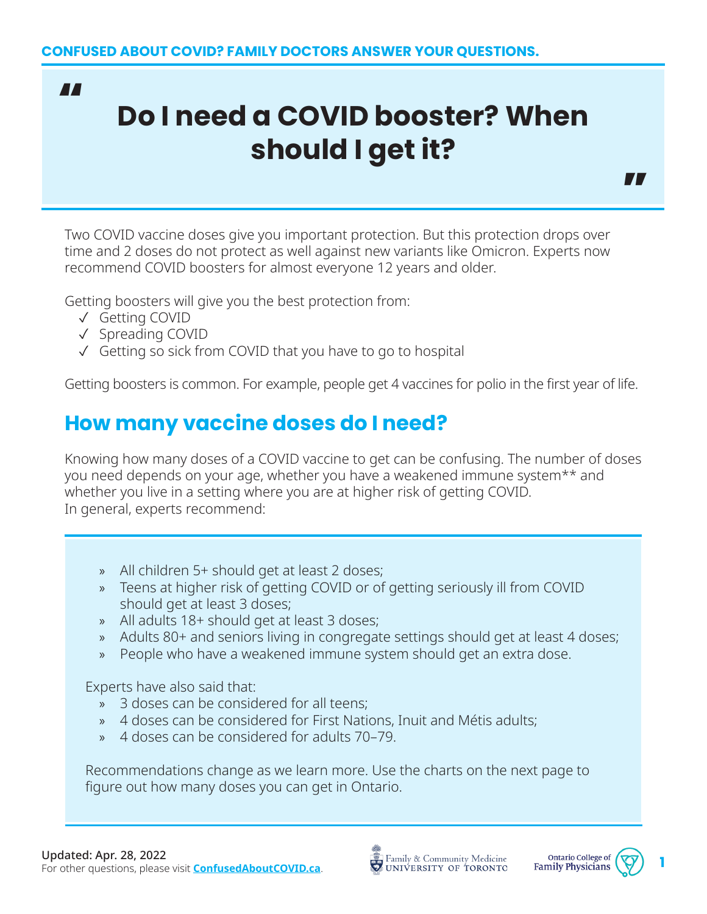CONFUSED ABOUT COVID? FAMILY DOCTORS ANSWER YOUR QUESTIONS.

# Do I need a COVID booster? When should I get it?

Two COVID vaccine doses give you important protection. But this protection drops over time and 2 doses do not protect as well against new variants like Omicron. Experts now recommend COVID boosters for almost everyone 12 years and older.

Getting boosters will give you the best protection from:

- ✓ Getting COVID
- ✓ Spreading COVID
- ✓ Getting so sick from COVID that you have to go to hospital

Getting boosters is common. For example, people get 4 vaccines for polio in the first year of life.

## How many vaccine doses do I need?

Knowing how many doses of a COVID vaccine to get can be confusing. The number of doses you need depends on your age, whether you have a weakened immune system** and whether you live in a setting where you are at higher risk of getting COVID.
In general, experts recommend:

- All children 5+ should get at least 2 doses;
- Teens at higher risk of getting COVID or of getting seriously ill from COVID should get at least 3 doses;
- All adults 18+ should get at least 3 doses;
- Adults 80+ and seniors living in congregate settings should get at least 4 doses;
- People who have a weakened immune system should get an extra dose.

Experts have also said that:

- 3 doses can be considered for all teens;
- 4 doses can be considered for First Nations, Inuit and Métis adults;
- 4 doses can be considered for adults 70–79.

Recommendations change as we learn more. Use the charts on the next page to figure out how many doses you can get in Ontario.

**Updated: Apr. 28, 2022**
For other questions, please visit **ConfusedAboutCOVID.ca**.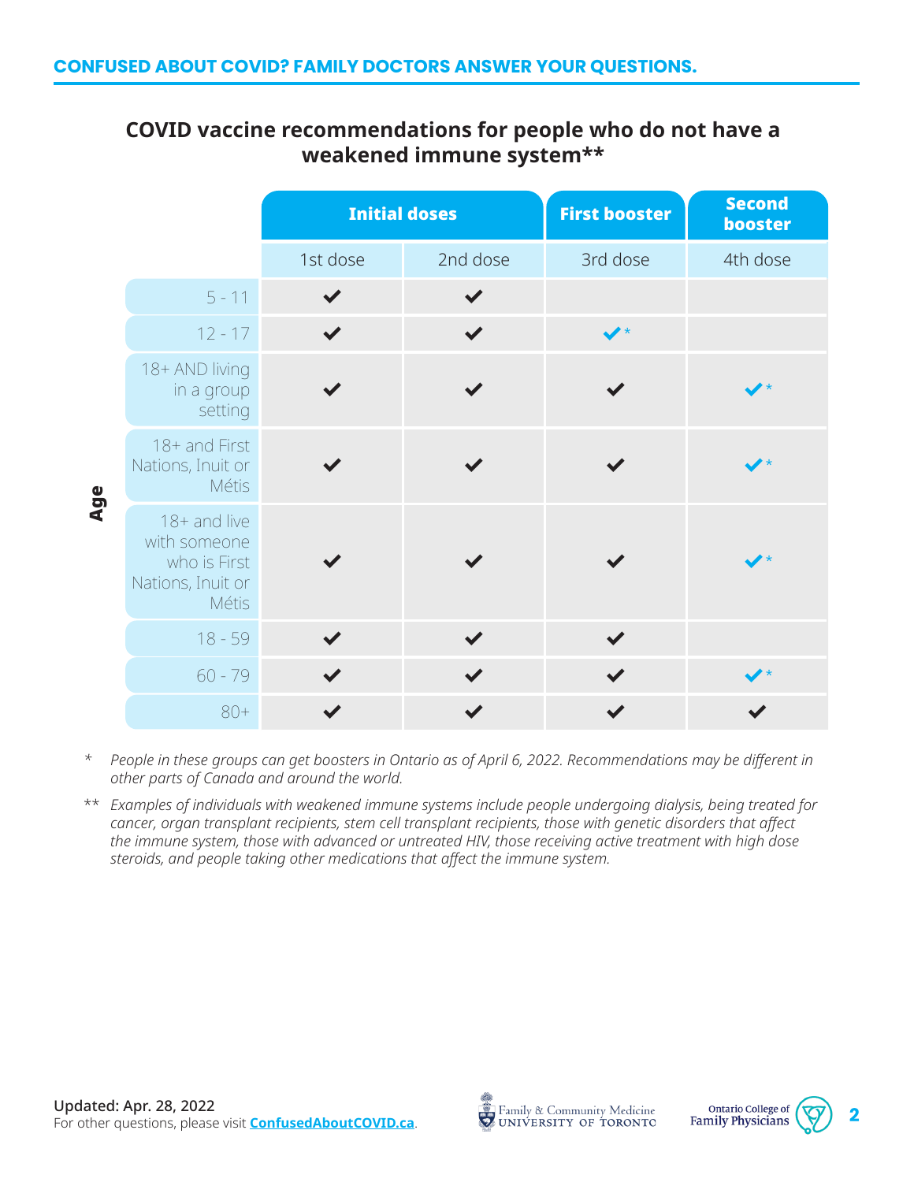## COVID vaccine recommendations for people who do not have a weakened immune system**

| Age | Initial doses | | First booster | Second booster |
|---|---|---|---|---|
| | 1st dose | 2nd dose | 3rd dose | 4th dose |
| 5 - 11 | ✔ | ✔ | | |
| 12 - 17 | ✔ | ✔ | ✔* | |
| 18+ AND living in a group setting | ✔ | ✔ | ✔ | ✔* |
| 18+ and First Nations, Inuit or Métis | ✔ | ✔ | ✔ | ✔* |
| 18+ and live with someone who is First Nations, Inuit or Métis | ✔ | ✔ | ✔ | ✔* |
| 18 - 59 | ✔ | ✔ | ✔ | |
| 60 - 79 | ✔ | ✔ | ✔ | ✔* |
| 80+ | ✔ | ✔ | ✔ | ✔ |

\* *People in these groups can get boosters in Ontario as of April 6, 2022. Recommendations may be different in other parts of Canada and around the world.*

\** *Examples of individuals with weakened immune systems include people undergoing dialysis, being treated for cancer, organ transplant recipients, stem cell transplant recipients, those with genetic disorders that affect the immune system, those with advanced or untreated HIV, those receiving active treatment with high dose steroids, and people taking other medications that affect the immune system.*

**Updated: Apr. 28, 2022**
For other questions, please visit **ConfusedAboutCOVID.ca**.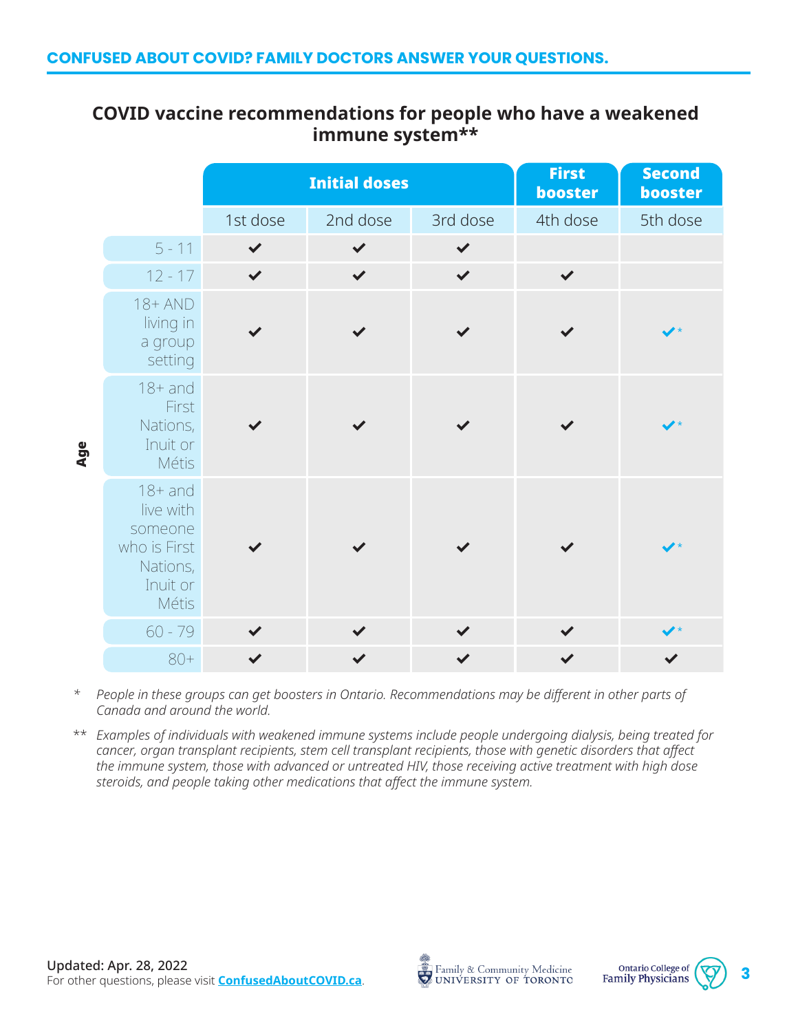## COVID vaccine recommendations for people who have a weakened immune system**

| Age | Initial doses | | | First booster | Second booster |
|---|---|---|---|---|---|
| | 1st dose | 2nd dose | 3rd dose | 4th dose | 5th dose |
| 5 - 11 | ✔ | ✔ | ✔ | | |
| 12 - 17 | ✔ | ✔ | ✔ | ✔ | |
| 18+ AND living in a group setting | ✔ | ✔ | ✔ | ✔ | ✔* |
| 18+ and First Nations, Inuit or Métis | ✔ | ✔ | ✔ | ✔ | ✔* |
| 18+ and live with someone who is First Nations, Inuit or Métis | ✔ | ✔ | ✔ | ✔ | ✔* |
| 60 - 79 | ✔ | ✔ | ✔ | ✔ | ✔* |
| 80+ | ✔ | ✔ | ✔ | ✔ | ✔ |

\* *People in these groups can get boosters in Ontario. Recommendations may be different in other parts of Canada and around the world.*

** *Examples of individuals with weakened immune systems include people undergoing dialysis, being treated for cancer, organ transplant recipients, stem cell transplant recipients, those with genetic disorders that affect the immune system, those with advanced or untreated HIV, those receiving active treatment with high dose steroids, and people taking other medications that affect the immune system.*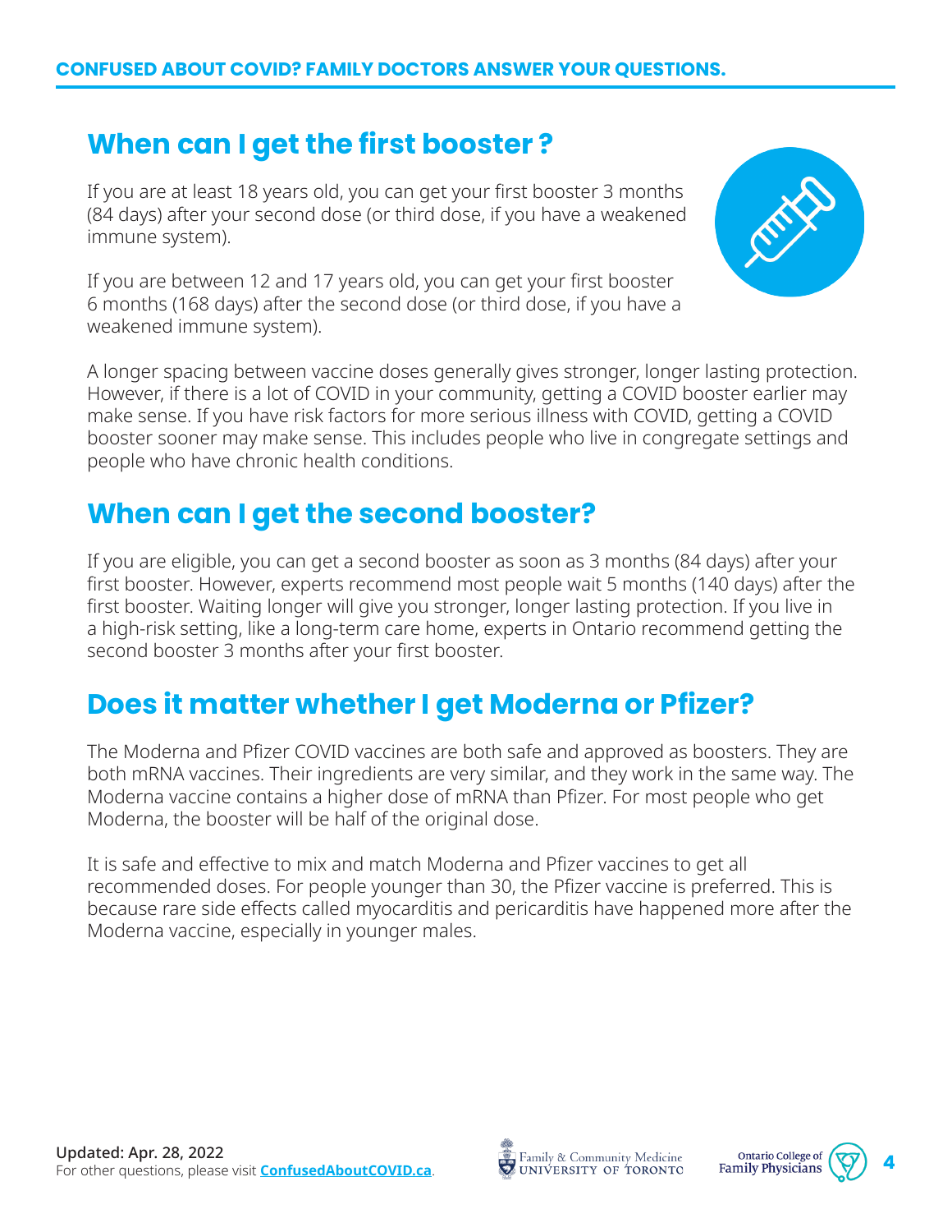## When can I get the first booster ?

If you are at least 18 years old, you can get your first booster 3 months (84 days) after your second dose (or third dose, if you have a weakened immune system).

If you are between 12 and 17 years old, you can get your first booster 6 months (168 days) after the second dose (or third dose, if you have a weakened immune system).

A longer spacing between vaccine doses generally gives stronger, longer lasting protection. However, if there is a lot of COVID in your community, getting a COVID booster earlier may make sense. If you have risk factors for more serious illness with COVID, getting a COVID booster sooner may make sense. This includes people who live in congregate settings and people who have chronic health conditions.

## When can I get the second booster?

If you are eligible, you can get a second booster as soon as 3 months (84 days) after your first booster. However, experts recommend most people wait 5 months (140 days) after the first booster. Waiting longer will give you stronger, longer lasting protection. If you live in a high-risk setting, like a long-term care home, experts in Ontario recommend getting the second booster 3 months after your first booster.

## Does it matter whether I get Moderna or Pfizer?

The Moderna and Pfizer COVID vaccines are both safe and approved as boosters. They are both mRNA vaccines. Their ingredients are very similar, and they work in the same way. The Moderna vaccine contains a higher dose of mRNA than Pfizer. For most people who get Moderna, the booster will be half of the original dose.

It is safe and effective to mix and match Moderna and Pfizer vaccines to get all recommended doses. For people younger than 30, the Pfizer vaccine is preferred. This is because rare side effects called myocarditis and pericarditis have happened more after the Moderna vaccine, especially in younger males.

**Updated: Apr. 28, 2022**
For other questions, please visit **ConfusedAboutCOVID.ca**.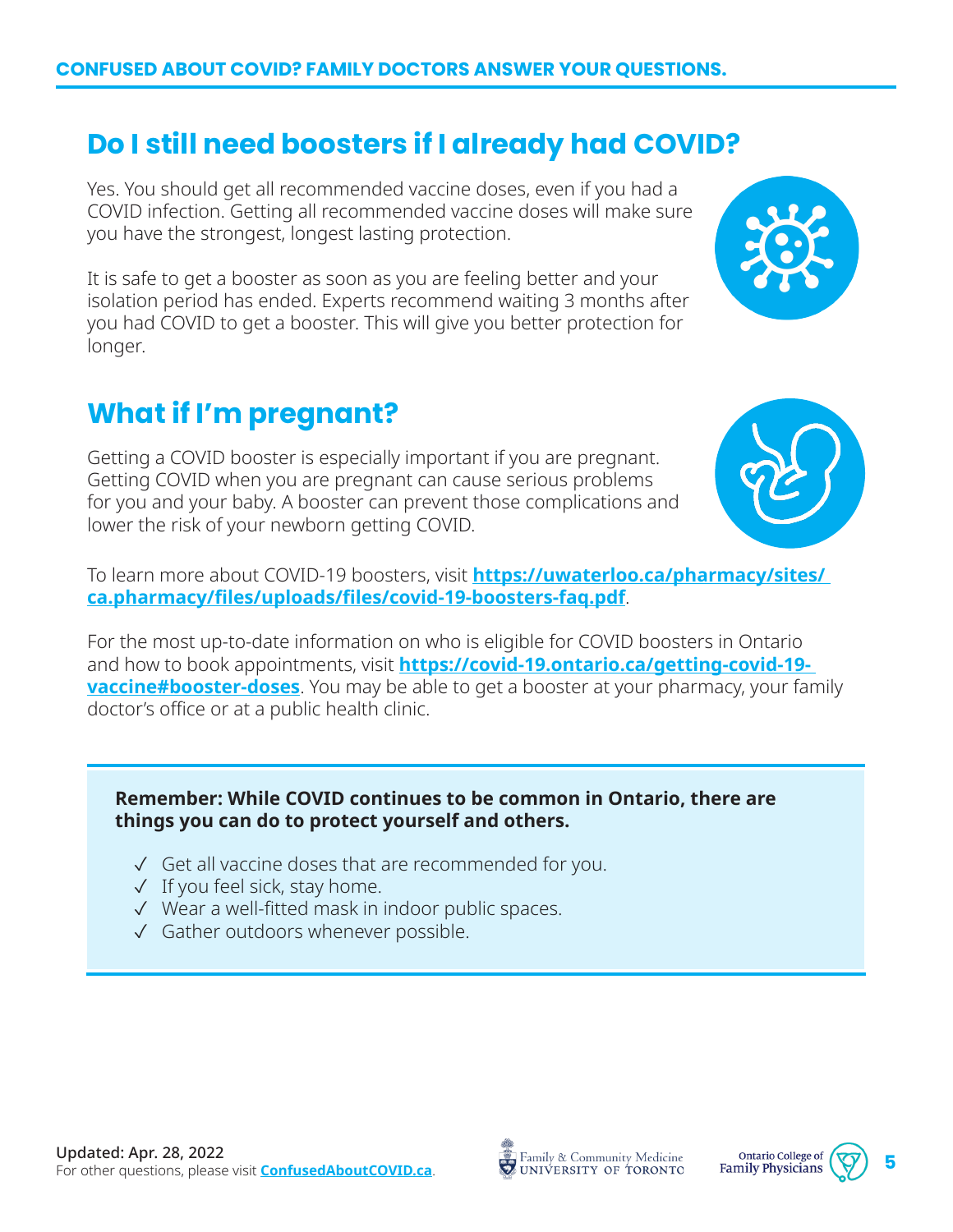## Do I still need boosters if I already had COVID?

Yes. You should get all recommended vaccine doses, even if you had a COVID infection. Getting all recommended vaccine doses will make sure you have the strongest, longest lasting protection.

It is safe to get a booster as soon as you are feeling better and your isolation period has ended. Experts recommend waiting 3 months after you had COVID to get a booster. This will give you better protection for longer.

## What if I'm pregnant?

Getting a COVID booster is especially important if you are pregnant. Getting COVID when you are pregnant can cause serious problems for you and your baby. A booster can prevent those complications and lower the risk of your newborn getting COVID.

To learn more about COVID-19 boosters, visit **https://uwaterloo.ca/pharmacy/sites/ca.pharmacy/files/uploads/files/covid-19-boosters-faq.pdf**.

For the most up-to-date information on who is eligible for COVID boosters in Ontario and how to book appointments, visit **https://covid-19.ontario.ca/getting-covid-19-vaccine#booster-doses**. You may be able to get a booster at your pharmacy, your family doctor's office or at a public health clinic.

**Remember: While COVID continues to be common in Ontario, there are things you can do to protect yourself and others.**

- ✓ Get all vaccine doses that are recommended for you.
- ✓ If you feel sick, stay home.
- ✓ Wear a well-fitted mask in indoor public spaces.
- ✓ Gather outdoors whenever possible.

**Updated: Apr. 28, 2022**
For other questions, please visit **ConfusedAboutCOVID.ca**.

Family & Community Medicine UNIVERSITY OF TORONTO

Ontario College of Family Physicians